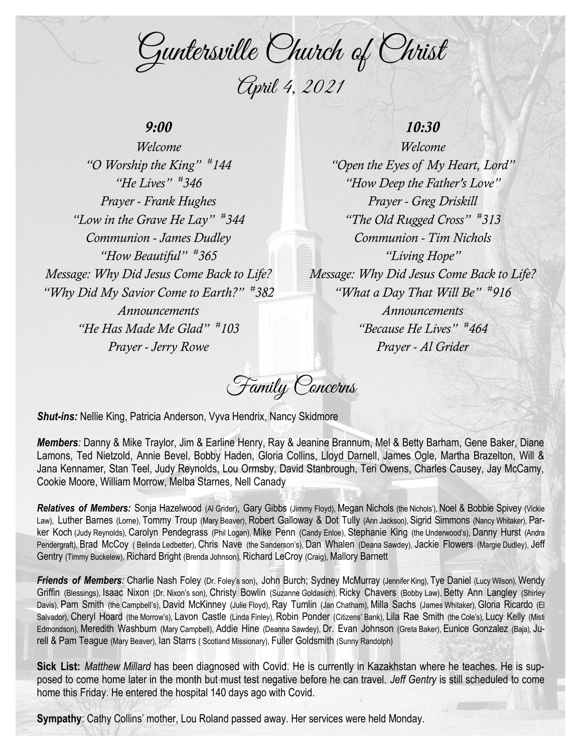# Guntersville Church of Christ

## April 4, 2021

### 9:00

*Welcome*
*"O Worship the King" #144*
*"He Lives" #346*
*Prayer - Frank Hughes*
*"Low in the Grave He Lay" #344*
*Communion - James Dudley*
*"How Beautiful" #365*
*Message: Why Did Jesus Come Back to Life?*
*"Why Did My Savior Come to Earth?" #382*
*Announcements*
*"He Has Made Me Glad" #103*
*Prayer - Jerry Rowe*

### 10:30

*Welcome*
*"Open the Eyes of My Heart, Lord"*
*"How Deep the Father's Love"*
*Prayer - Greg Driskill*
*"The Old Rugged Cross" #313*
*Communion - Tim Nichols*
*"Living Hope"*
*Message: Why Did Jesus Come Back to Life?*
*"What a Day That Will Be" #916*
*Announcements*
*"Because He Lives" #464*
*Prayer - Al Grider*

## Family Concerns

***Shut-ins:*** Nellie King, Patricia Anderson, Vyva Hendrix, Nancy Skidmore

***Members:*** Danny & Mike Traylor, Jim & Earline Henry, Ray & Jeanine Brannum, Mel & Betty Barham, Gene Baker, Diane Lamons, Ted Nietzold, Annie Bevel, Bobby Haden, Gloria Collins, Lloyd Darnell, James Ogle, Martha Brazelton, Will & Jana Kennamer, Stan Teel, Judy Reynolds, Lou Ormsby, David Stanbrough, Teri Owens, Charles Causey, Jay McCamy, Cookie Moore, William Morrow, Melba Starnes, Nell Canady

***Relatives of Members:*** Sonja Hazelwood (Al Grider), Gary Gibbs (Jimmy Floyd), Megan Nichols (the Nichols'), Noel & Bobbie Spivey (Vickie Law), Luther Barnes (Lorne), Tommy Troup (Mary Beaver), Robert Galloway & Dot Tully (Ann Jackson), Sigrid Simmons (Nancy Whitaker), Parker Koch (Judy Reynolds), Carolyn Pendegrass (Phil Logan), Mike Penn (Candy Enloe), Stephanie King (the Underwood's), Danny Hurst (Andra Pendergraft), Brad McCoy ( Belinda Ledbetter), Chris Nave (the Sanderson's), Dan Whalen (Deana Sawdey), Jackie Flowers (Margie Dudley), Jeff Gentry (Timmy Buckelew), Richard Bright (Brenda Johnson), Richard LeCroy (Craig), Mallory Barnett

***Friends of Members:*** Charlie Nash Foley (Dr. Foley's son), John Burch; Sydney McMurray (Jennifer King), Tye Daniel (Lucy Wilson), Wendy Griffin (Blessings), Isaac Nixon (Dr. Nixon's son), Christy Bowlin (Suzanne Goldasich), Ricky Chavers (Bobby Law), Betty Ann Langley (Shirley Davis), Pam Smith (the Campbell's), David McKinney (Julie Floyd), Ray Tumlin (Jan Chatham), Milla Sachs (James Whitaker), Gloria Ricardo (El Salvador), Cheryl Hoard (the Morrow's), Lavon Castle (Linda Finley), Robin Ponder (Citizens' Bank), Lila Rae Smith (the Cole's), Lucy Kelly (Misti Edmondson), Meredith Washburn (Mary Campbell), Addie Hine (Deanna Sawdey), Dr. Evan Johnson (Greta Baker), Eunice Gonzalez (Baja), Jurell & Pam Teague (Mary Beaver), Ian Starrs ( Scotland Missionary), Fuller Goldsmith (Sunny Randolph)

**Sick List:** *Matthew Millard* has been diagnosed with Covid. He is currently in Kazakhstan where he teaches. He is supposed to come home later in the month but must test negative before he can travel. *Jeff Gentry* is still scheduled to come home this Friday. He entered the hospital 140 days ago with Covid.

**Sympathy**: Cathy Collins' mother, Lou Roland passed away. Her services were held Monday.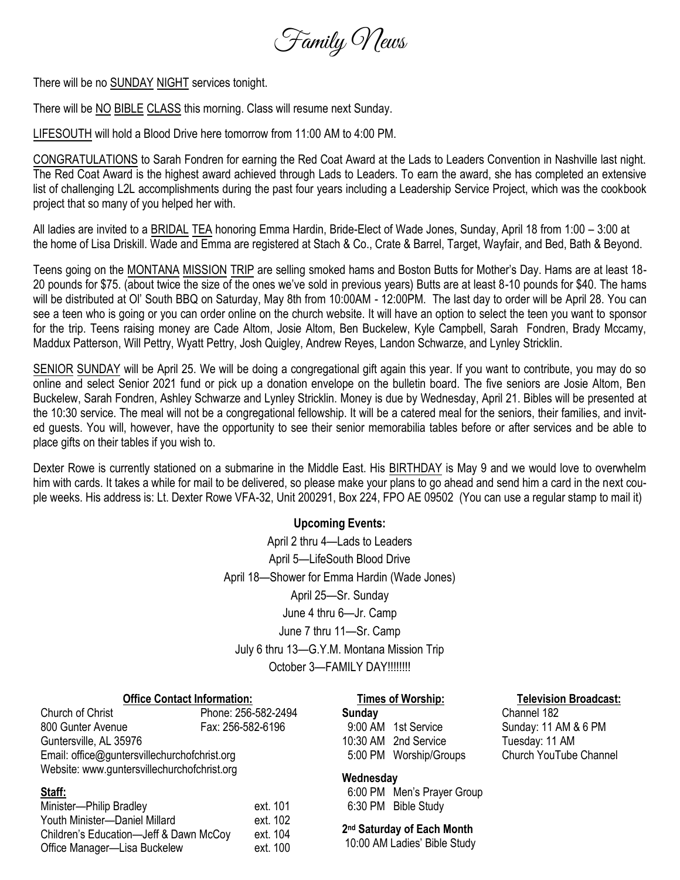# Family News

There will be no SUNDAY NIGHT services tonight.

There will be NO BIBLE CLASS this morning. Class will resume next Sunday.

LIFESOUTH will hold a Blood Drive here tomorrow from 11:00 AM to 4:00 PM.

CONGRATULATIONS to Sarah Fondren for earning the Red Coat Award at the Lads to Leaders Convention in Nashville last night. The Red Coat Award is the highest award achieved through Lads to Leaders. To earn the award, she has completed an extensive list of challenging L2L accomplishments during the past four years including a Leadership Service Project, which was the cookbook project that so many of you helped her with.

All ladies are invited to a BRIDAL TEA honoring Emma Hardin, Bride-Elect of Wade Jones, Sunday, April 18 from 1:00 – 3:00 at the home of Lisa Driskill. Wade and Emma are registered at Stach & Co., Crate & Barrel, Target, Wayfair, and Bed, Bath & Beyond.

Teens going on the MONTANA MISSION TRIP are selling smoked hams and Boston Butts for Mother's Day. Hams are at least 18-20 pounds for $75. (about twice the size of the ones we've sold in previous years) Butts are at least 8-10 pounds for $40. The hams will be distributed at Ol' South BBQ on Saturday, May 8th from 10:00AM - 12:00PM. The last day to order will be April 28. You can see a teen who is going or you can order online on the church website. It will have an option to select the teen you want to sponsor for the trip. Teens raising money are Cade Altom, Josie Altom, Ben Buckelew, Kyle Campbell, Sarah Fondren, Brady Mccamy, Maddux Patterson, Will Pettry, Wyatt Pettry, Josh Quigley, Andrew Reyes, Landon Schwarze, and Lynley Stricklin.

SENIOR SUNDAY will be April 25. We will be doing a congregational gift again this year. If you want to contribute, you may do so online and select Senior 2021 fund or pick up a donation envelope on the bulletin board. The five seniors are Josie Altom, Ben Buckelew, Sarah Fondren, Ashley Schwarze and Lynley Stricklin. Money is due by Wednesday, April 21. Bibles will be presented at the 10:30 service. The meal will not be a congregational fellowship. It will be a catered meal for the seniors, their families, and invited guests. You will, however, have the opportunity to see their senior memorabilia tables before or after services and be able to place gifts on their tables if you wish to.

Dexter Rowe is currently stationed on a submarine in the Middle East. His BIRTHDAY is May 9 and we would love to overwhelm him with cards. It takes a while for mail to be delivered, so please make your plans to go ahead and send him a card in the next couple weeks. His address is: Lt. Dexter Rowe VFA-32, Unit 200291, Box 224, FPO AE 09502 (You can use a regular stamp to mail it)

**Upcoming Events:**

April 2 thru 4—Lads to Leaders
April 5—LifeSouth Blood Drive
April 18—Shower for Emma Hardin (Wade Jones)
April 25—Sr. Sunday
June 4 thru 6—Jr. Camp
June 7 thru 11—Sr. Camp
July 6 thru 13—G.Y.M. Montana Mission Trip
October 3—FAMILY DAY!!!!!!!!

**Office Contact Information:**

Church of Christ — Phone: 256-582-2494
800 Gunter Avenue — Fax: 256-582-6196
Guntersville, AL 35976
Email: office@guntersvillechurchofchrist.org
Website: www.guntersvillechurchofchrist.org

**Staff:**

| | |
|---|---|
| Minister—Philip Bradley | ext. 101 |
| Youth Minister—Daniel Millard | ext. 102 |
| Children's Education—Jeff & Dawn McCoy | ext. 104 |
| Office Manager—Lisa Buckelew | ext. 100 |

**Times of Worship:**

**Sunday**
9:00 AM 1st Service
10:30 AM 2nd Service
5:00 PM Worship/Groups

**Wednesday**
6:00 PM Men's Prayer Group
6:30 PM Bible Study

**2nd Saturday of Each Month**
10:00 AM Ladies' Bible Study

**Television Broadcast:**

Channel 182
Sunday: 11 AM & 6 PM
Tuesday: 11 AM
Church YouTube Channel